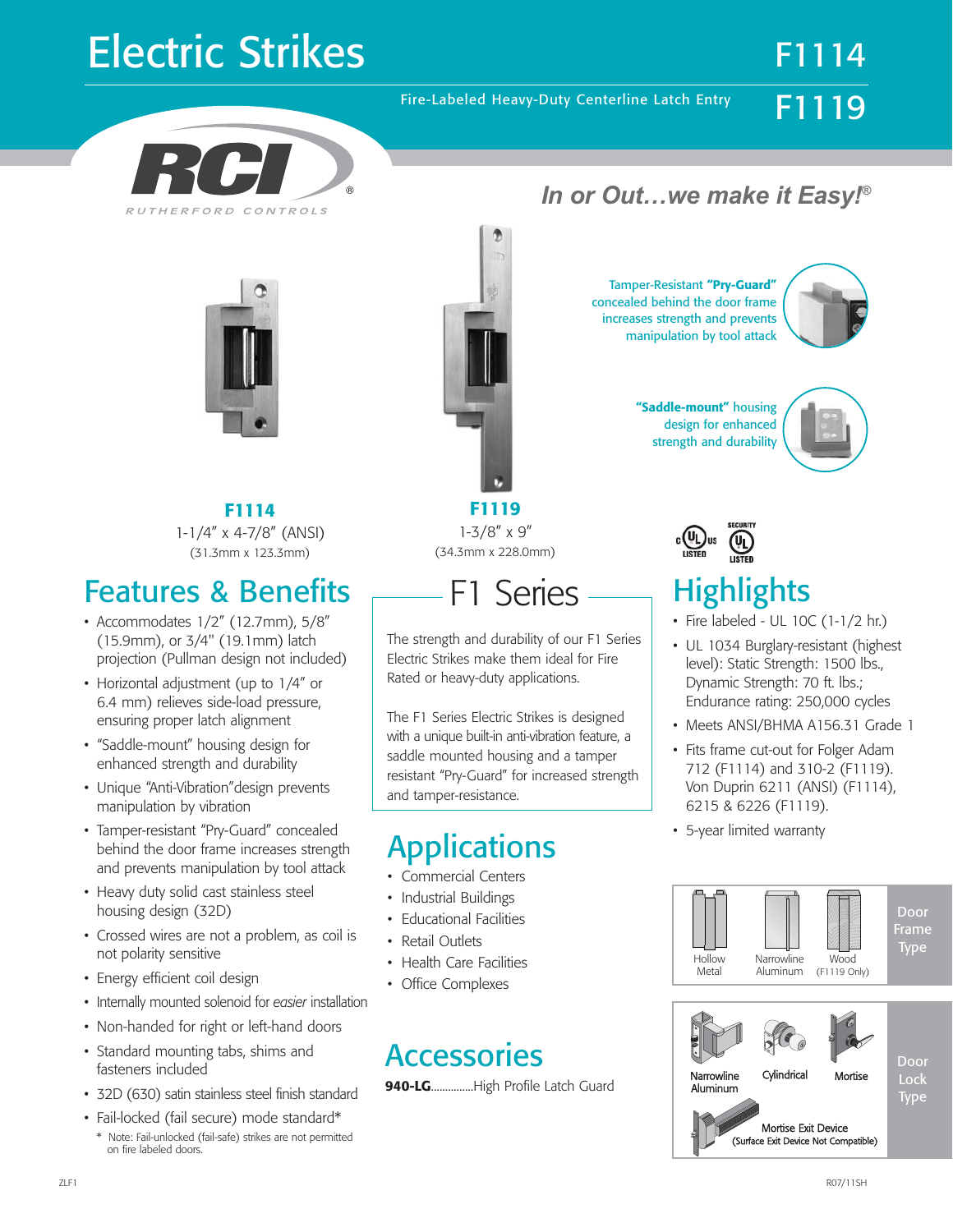# Electric Strikes

# F1114
# F1119

Fire-Labeled Heavy-Duty Centerline Latch Entry

RCI RUTHERFORD CONTROLS®

*In or Out…we make it Easy!®*

Tamper-Resistant **"Pry-Guard"** concealed behind the door frame increases strength and prevents manipulation by tool attack

**"Saddle-mount"** housing design for enhanced strength and durability

**F1114**
1-1/4" x 4-7/8" (ANSI)
(31.3mm x 123.3mm)

**F1119**
1-3/8" x 9"
(34.3mm x 228.0mm)

## Features & Benefits

- Accommodates 1/2" (12.7mm), 5/8" (15.9mm), or 3/4" (19.1mm) latch projection (Pullman design not included)
- Horizontal adjustment (up to 1/4" or 6.4 mm) relieves side-load pressure, ensuring proper latch alignment
- "Saddle-mount" housing design for enhanced strength and durability
- Unique "Anti-Vibration" design prevents manipulation by vibration
- Tamper-resistant "Pry-Guard" concealed behind the door frame increases strength and prevents manipulation by tool attack
- Heavy duty solid cast stainless steel housing design (32D)
- Crossed wires are not a problem, as coil is not polarity sensitive
- Energy efficient coil design
- Internally mounted solenoid for *easier* installation
- Non-handed for right or left-hand doors
- Standard mounting tabs, shims and fasteners included
- 32D (630) satin stainless steel finish standard
- Fail-locked (fail secure) mode standard*
  - \* Note: Fail-unlocked (fail-safe) strikes are not permitted on fire labeled doors.

## F1 Series

The strength and durability of our F1 Series Electric Strikes make them ideal for Fire Rated or heavy-duty applications.

The F1 Series Electric Strikes is designed with a unique built-in anti-vibration feature, a saddle mounted housing and a tamper resistant "Pry-Guard" for increased strength and tamper-resistance.

## Applications

- Commercial Centers
- Industrial Buildings
- Educational Facilities
- Retail Outlets
- Health Care Facilities
- Office Complexes

## Accessories

**940-LG**...............High Profile Latch Guard

c UL us LISTED — SECURITY UL LISTED

## Highlights

- Fire labeled - UL 10C (1-1/2 hr.)
- UL 1034 Burglary-resistant (highest level): Static Strength: 1500 lbs., Dynamic Strength: 70 ft. lbs.; Endurance rating: 250,000 cycles
- Meets ANSI/BHMA A156.31 Grade 1
- Fits frame cut-out for Folger Adam 712 (F1114) and 310-2 (F1119). Von Duprin 6211 (ANSI) (F1114), 6215 & 6226 (F1119).
- 5-year limited warranty

**Door Frame Type:** Hollow Metal, Narrowline Aluminum, Wood (F1119 Only)

**Door Lock Type:** Narrowline Aluminum, Cylindrical, Mortise, Mortise Exit Device (Surface Exit Device Not Compatible)

ZLF1 R07/11SH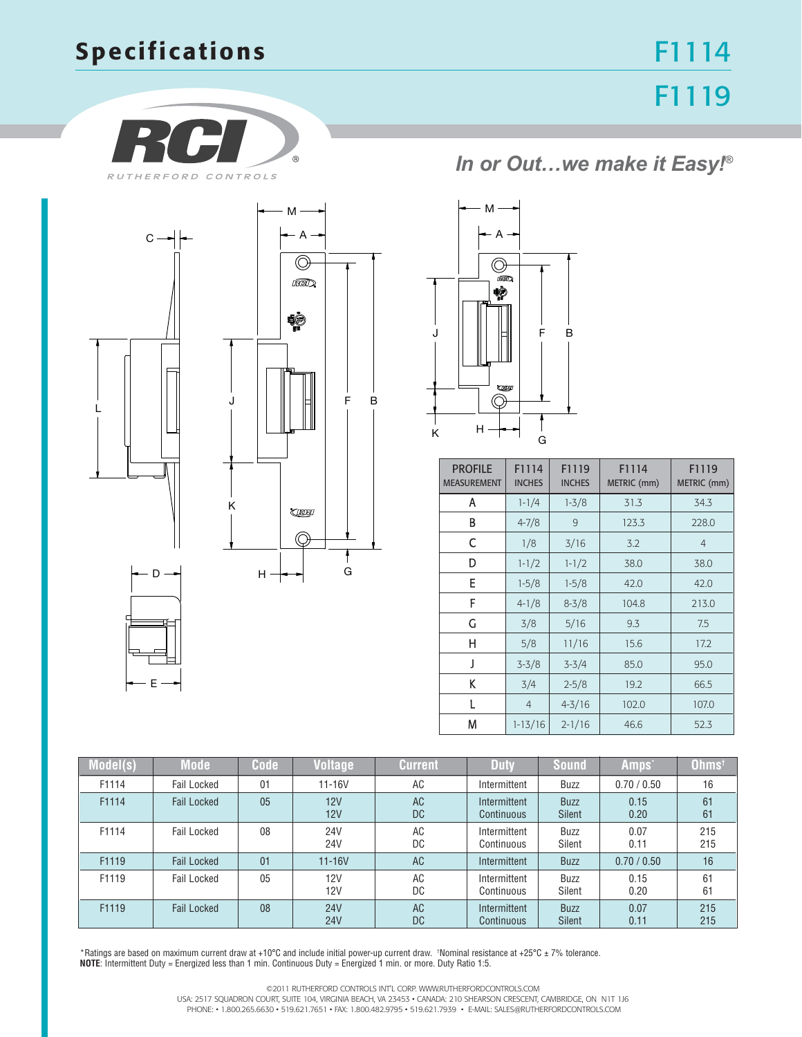# Specifications

## F1114
## F1119

RCI®
RUTHERFORD CONTROLS

*In or Out…we make it Easy!®*

C
M
A
B
F
J
K
L
H
G
D
E

| PROFILE MEASUREMENT | F1114 INCHES | F1119 INCHES | F1114 METRIC (mm) | F1119 METRIC (mm) |
|---|---|---|---|---|
| A | 1-1/4 | 1-3/8 | 31.3 | 34.3 |
| B | 4-7/8 | 9 | 123.3 | 228.0 |
| C | 1/8 | 3/16 | 3.2 | 4 |
| D | 1-1/2 | 1-1/2 | 38.0 | 38.0 |
| E | 1-5/8 | 1-5/8 | 42.0 | 42.0 |
| F | 4-1/8 | 8-3/8 | 104.8 | 213.0 |
| G | 3/8 | 5/16 | 9.3 | 7.5 |
| H | 5/8 | 11/16 | 15.6 | 17.2 |
| J | 3-3/8 | 3-3/4 | 85.0 | 95.0 |
| K | 3/4 | 2-5/8 | 19.2 | 66.5 |
| L | 4 | 4-3/16 | 102.0 | 107.0 |
| M | 1-13/16 | 2-1/16 | 46.6 | 52.3 |

| Model(s) | Mode | Code | Voltage | Current | Duty | Sound | Amps* | Ohms† |
|---|---|---|---|---|---|---|---|---|
| F1114 | Fail Locked | 01 | 11-16V | AC | Intermittent | Buzz | 0.70 / 0.50 | 16 |
| F1114 | Fail Locked | 05 | 12V<br>12V | AC<br>DC | Intermittent<br>Continuous | Buzz<br>Silent | 0.15<br>0.20 | 61<br>61 |
| F1114 | Fail Locked | 08 | 24V<br>24V | AC<br>DC | Intermittent<br>Continuous | Buzz<br>Silent | 0.07<br>0.11 | 215<br>215 |
| F1119 | Fail Locked | 01 | 11-16V | AC | Intermittent | Buzz | 0.70 / 0.50 | 16 |
| F1119 | Fail Locked | 05 | 12V<br>12V | AC<br>DC | Intermittent<br>Continuous | Buzz<br>Silent | 0.15<br>0.20 | 61<br>61 |
| F1119 | Fail Locked | 08 | 24V<br>24V | AC<br>DC | Intermittent<br>Continuous | Buzz<br>Silent | 0.07<br>0.11 | 215<br>215 |

*Ratings are based on maximum current draw at +10°C and include initial power-up current draw. †Nominal resistance at +25°C ± 7% tolerance.
**NOTE**: Intermittent Duty = Energized less than 1 min. Continuous Duty = Energized 1 min. or more. Duty Ratio 1:5.

©2011 RUTHERFORD CONTROLS INT'L CORP. WWW.RUTHERFORDCONTROLS.COM
USA: 2517 SQUADRON COURT, SUITE 104, VIRGINIA BEACH, VA 23453 • CANADA: 210 SHEARSON CRESCENT, CAMBRIDGE, ON N1T 1J6
PHONE: • 1.800.265.6630 • 519.621.7651 • FAX: 1.800.482.9795 • 519.621.7939 • E-MAIL: SALES@RUTHERFORDCONTROLS.COM